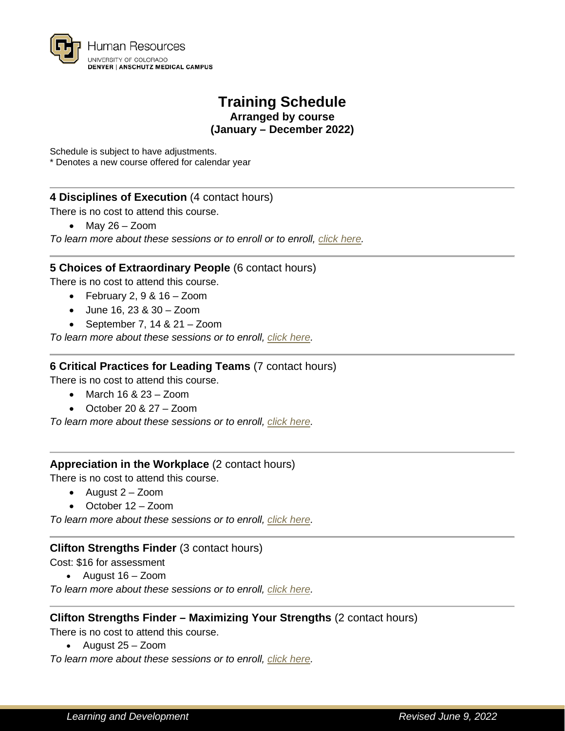Human Resources
UNIVERSITY OF COLORADO
DENVER | ANSCHUTZ MEDICAL CAMPUS

# Training Schedule

**Arranged by course**
**(January – December 2022)**

Schedule is subject to have adjustments.
* Denotes a new course offered for calendar year

---

**4 Disciplines of Execution** (4 contact hours)
There is no cost to attend this course.

- May 26 – Zoom

*To learn more about these sessions or to enroll or to enroll, click here.*

---

**5 Choices of Extraordinary People** (6 contact hours)
There is no cost to attend this course.

- February 2, 9 & 16 – Zoom
- June 16, 23 & 30 – Zoom
- September 7, 14 & 21 – Zoom

*To learn more about these sessions or to enroll, click here.*

---

**6 Critical Practices for Leading Teams** (7 contact hours)
There is no cost to attend this course.

- March 16 & 23 – Zoom
- October 20 & 27 – Zoom

*To learn more about these sessions or to enroll, click here.*

---

**Appreciation in the Workplace** (2 contact hours)
There is no cost to attend this course.

- August 2 – Zoom
- October 12 – Zoom

*To learn more about these sessions or to enroll, click here.*

---

**Clifton Strengths Finder** (3 contact hours)
Cost: $16 for assessment

- August 16 – Zoom

*To learn more about these sessions or to enroll, click here.*

---

**Clifton Strengths Finder – Maximizing Your Strengths** (2 contact hours)
There is no cost to attend this course.

- August 25 – Zoom

*To learn more about these sessions or to enroll, click here.*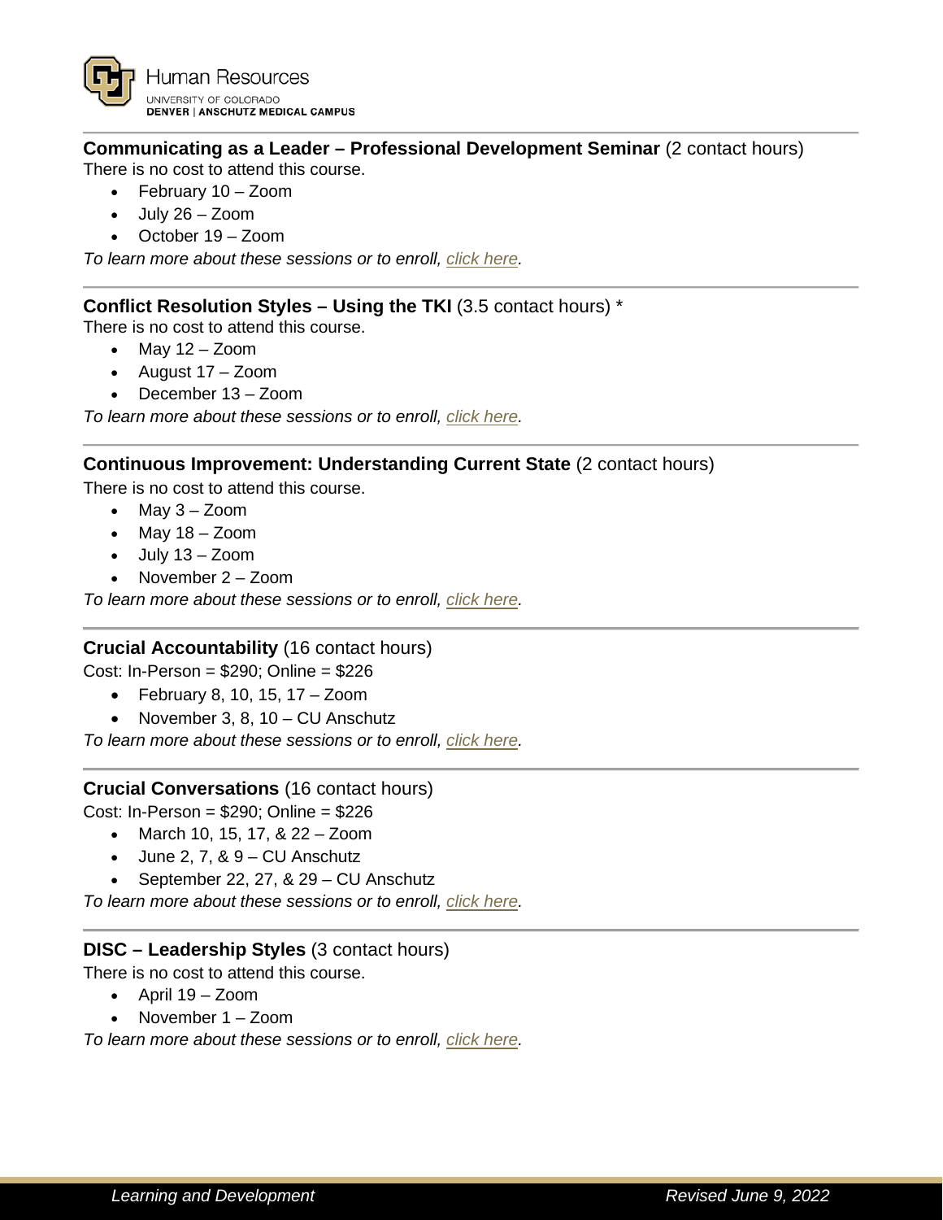**Communicating as a Leader – Professional Development Seminar** (2 contact hours)
There is no cost to attend this course.

- February 10 – Zoom
- July 26 – Zoom
- October 19 – Zoom

*To learn more about these sessions or to enroll, click here.*

---

**Conflict Resolution Styles – Using the TKI** (3.5 contact hours) *
There is no cost to attend this course.

- May 12 – Zoom
- August 17 – Zoom
- December 13 – Zoom

*To learn more about these sessions or to enroll, click here.*

---

**Continuous Improvement: Understanding Current State** (2 contact hours)
There is no cost to attend this course.

- May 3 – Zoom
- May 18 – Zoom
- July 13 – Zoom
- November 2 – Zoom

*To learn more about these sessions or to enroll, click here.*

---

**Crucial Accountability** (16 contact hours)
Cost: In-Person = $290; Online = $226

- February 8, 10, 15, 17 – Zoom
- November 3, 8, 10 – CU Anschutz

*To learn more about these sessions or to enroll, click here.*

---

**Crucial Conversations** (16 contact hours)
Cost: In-Person = $290; Online = $226

- March 10, 15, 17, & 22 – Zoom
- June 2, 7, & 9 – CU Anschutz
- September 22, 27, & 29 – CU Anschutz

*To learn more about these sessions or to enroll, click here.*

---

**DISC – Leadership Styles** (3 contact hours)
There is no cost to attend this course.

- April 19 – Zoom
- November 1 – Zoom

*To learn more about these sessions or to enroll, click here.*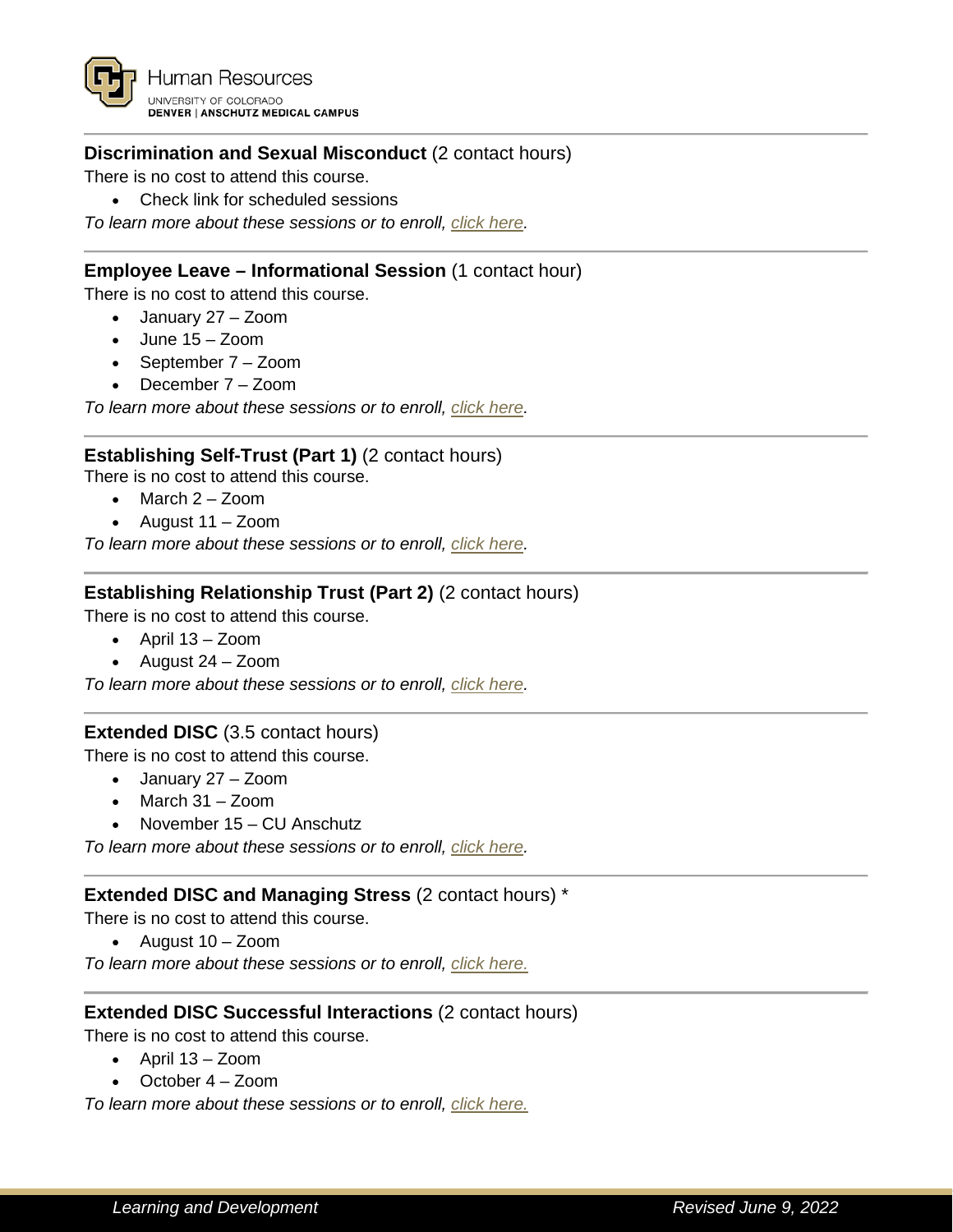**Discrimination and Sexual Misconduct** (2 contact hours)
There is no cost to attend this course.

- Check link for scheduled sessions

*To learn more about these sessions or to enroll, click here.*

---

**Employee Leave – Informational Session** (1 contact hour)
There is no cost to attend this course.

- January 27 – Zoom
- June 15 – Zoom
- September 7 – Zoom
- December 7 – Zoom

*To learn more about these sessions or to enroll, click here.*

---

**Establishing Self-Trust (Part 1)** (2 contact hours)
There is no cost to attend this course.

- March 2 – Zoom
- August 11 – Zoom

*To learn more about these sessions or to enroll, click here.*

---

**Establishing Relationship Trust (Part 2)** (2 contact hours)
There is no cost to attend this course.

- April 13 – Zoom
- August 24 – Zoom

*To learn more about these sessions or to enroll, click here.*

---

**Extended DISC** (3.5 contact hours)
There is no cost to attend this course.

- January 27 – Zoom
- March 31 – Zoom
- November 15 – CU Anschutz

*To learn more about these sessions or to enroll, click here.*

---

**Extended DISC and Managing Stress** (2 contact hours) *
There is no cost to attend this course.

- August 10 – Zoom

*To learn more about these sessions or to enroll, click here.*

---

**Extended DISC Successful Interactions** (2 contact hours)
There is no cost to attend this course.

- April 13 – Zoom
- October 4 – Zoom

*To learn more about these sessions or to enroll, click here.*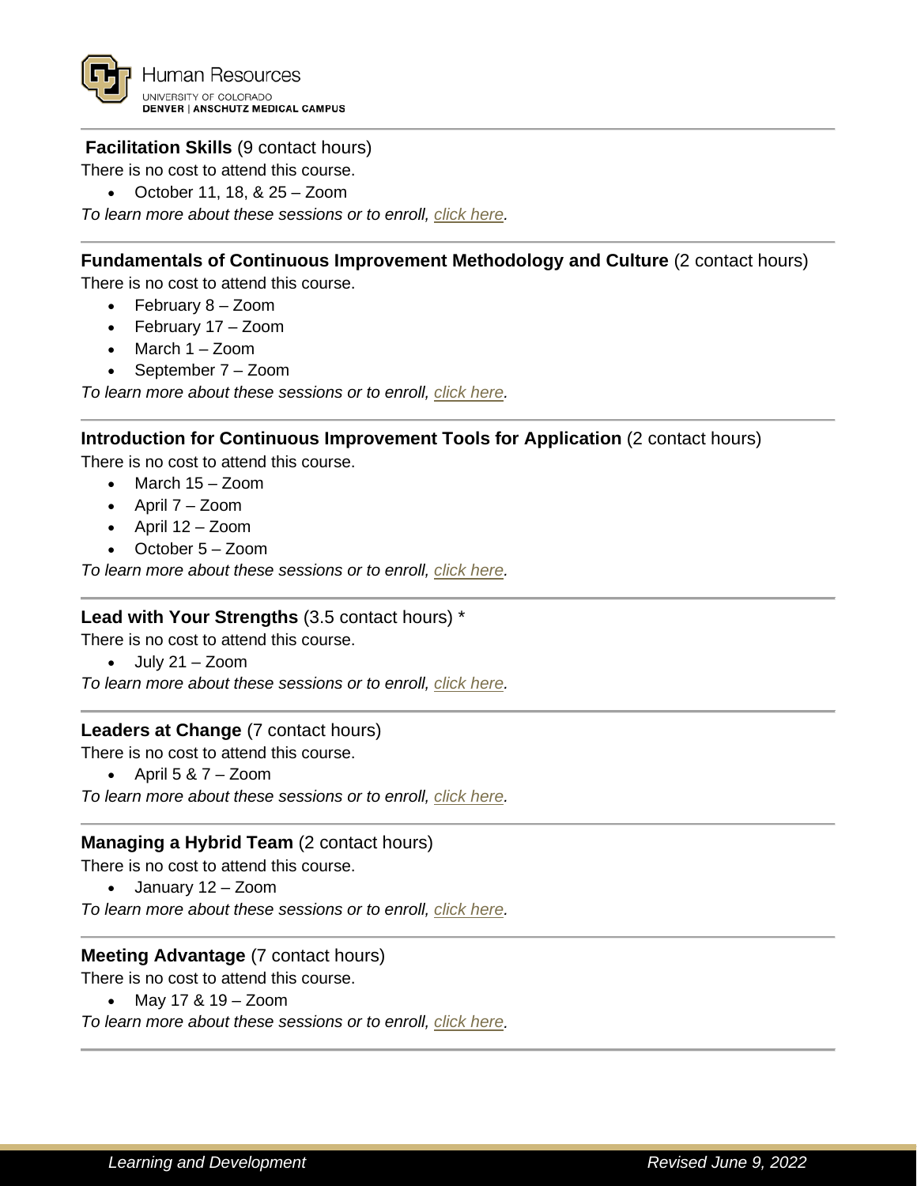**Facilitation Skills** (9 contact hours)

There is no cost to attend this course.

- October 11, 18, & 25 – Zoom

*To learn more about these sessions or to enroll, click here.*

---

**Fundamentals of Continuous Improvement Methodology and Culture** (2 contact hours)

There is no cost to attend this course.

- February 8 – Zoom
- February 17 – Zoom
- March 1 – Zoom
- September 7 – Zoom

*To learn more about these sessions or to enroll, click here.*

---

**Introduction for Continuous Improvement Tools for Application** (2 contact hours)

There is no cost to attend this course.

- March 15 – Zoom
- April 7 – Zoom
- April 12 – Zoom
- October 5 – Zoom

*To learn more about these sessions or to enroll, click here.*

---

**Lead with Your Strengths** (3.5 contact hours) *

There is no cost to attend this course.

- July 21 – Zoom

*To learn more about these sessions or to enroll, click here.*

---

**Leaders at Change** (7 contact hours)

There is no cost to attend this course.

- April 5 & 7 – Zoom

*To learn more about these sessions or to enroll, click here.*

---

**Managing a Hybrid Team** (2 contact hours)

There is no cost to attend this course.

- January 12 – Zoom

*To learn more about these sessions or to enroll, click here.*

---

**Meeting Advantage** (7 contact hours)

There is no cost to attend this course.

- May 17 & 19 – Zoom

*To learn more about these sessions or to enroll, click here.*

---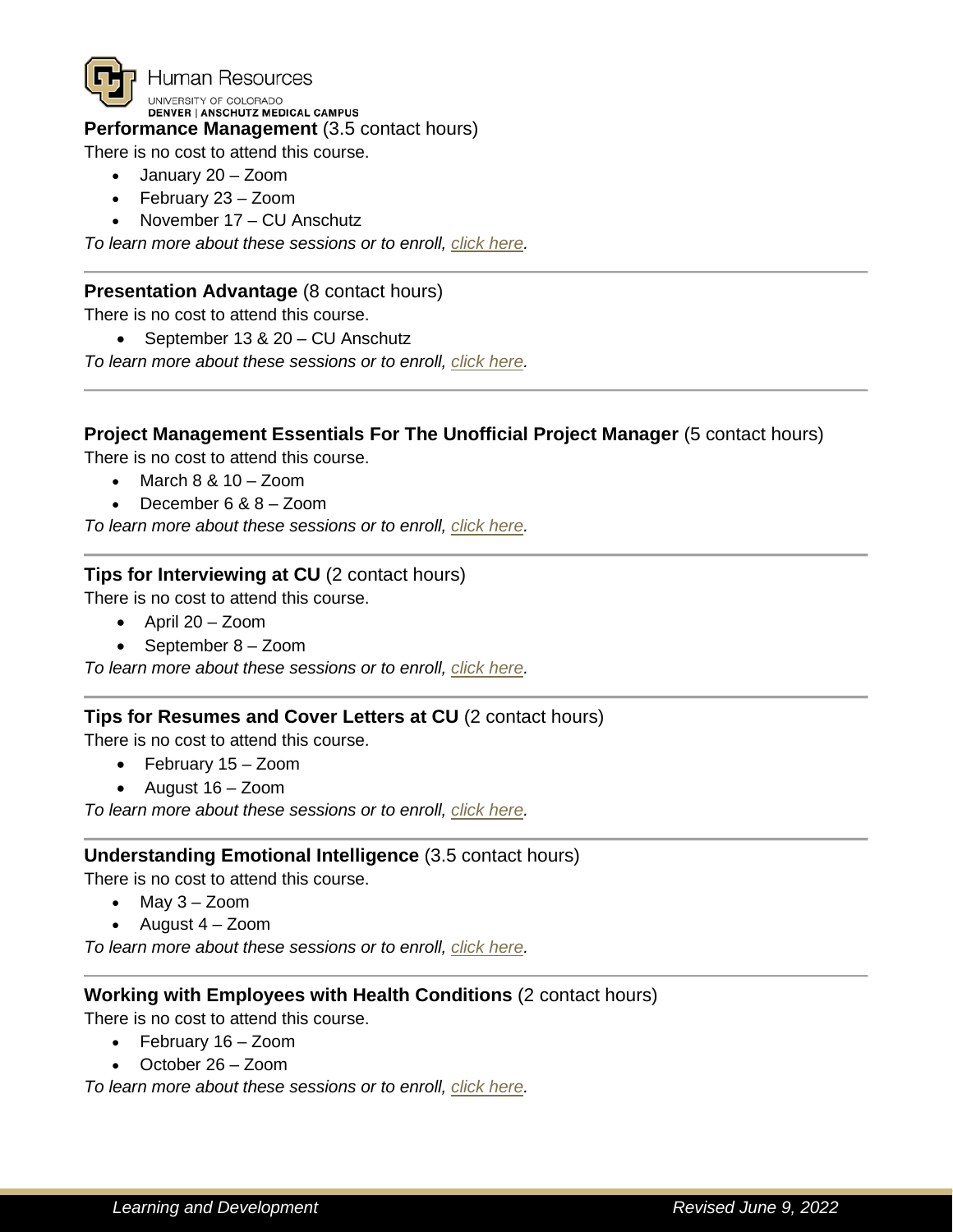**Performance Management** (3.5 contact hours)

There is no cost to attend this course.

- January 20 – Zoom
- February 23 – Zoom
- November 17 – CU Anschutz

*To learn more about these sessions or to enroll, click here.*

---

**Presentation Advantage** (8 contact hours)

There is no cost to attend this course.

- September 13 & 20 – CU Anschutz

*To learn more about these sessions or to enroll, click here.*

---

**Project Management Essentials For The Unofficial Project Manager** (5 contact hours)

There is no cost to attend this course.

- March 8 & 10 – Zoom
- December 6 & 8 – Zoom

*To learn more about these sessions or to enroll, click here.*

---

**Tips for Interviewing at CU** (2 contact hours)

There is no cost to attend this course.

- April 20 – Zoom
- September 8 – Zoom

*To learn more about these sessions or to enroll, click here.*

---

**Tips for Resumes and Cover Letters at CU** (2 contact hours)

There is no cost to attend this course.

- February 15 – Zoom
- August 16 – Zoom

*To learn more about these sessions or to enroll, click here.*

---

**Understanding Emotional Intelligence** (3.5 contact hours)

There is no cost to attend this course.

- May 3 – Zoom
- August 4 – Zoom

*To learn more about these sessions or to enroll, click here.*

---

**Working with Employees with Health Conditions** (2 contact hours)

There is no cost to attend this course.

- February 16 – Zoom
- October 26 – Zoom

*To learn more about these sessions or to enroll, click here.*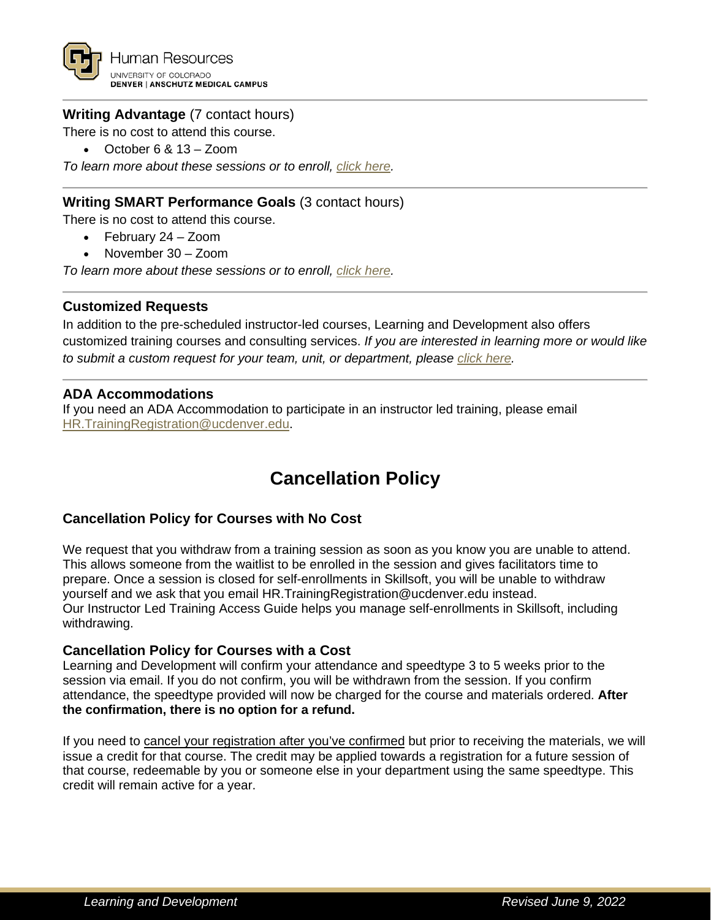**Writing Advantage** (7 contact hours)

There is no cost to attend this course.

- October 6 & 13 – Zoom

*To learn more about these sessions or to enroll, click here.*

---

**Writing SMART Performance Goals** (3 contact hours)

There is no cost to attend this course.

- February 24 – Zoom
- November 30 – Zoom

*To learn more about these sessions or to enroll, click here.*

---

**Customized Requests**

In addition to the pre-scheduled instructor-led courses, Learning and Development also offers customized training courses and consulting services. *If you are interested in learning more or would like to submit a custom request for your team, unit, or department, please click here.*

---

**ADA Accommodations**

If you need an ADA Accommodation to participate in an instructor led training, please email HR.TrainingRegistration@ucdenver.edu.

# Cancellation Policy

### Cancellation Policy for Courses with No Cost

We request that you withdraw from a training session as soon as you know you are unable to attend. This allows someone from the waitlist to be enrolled in the session and gives facilitators time to prepare. Once a session is closed for self-enrollments in Skillsoft, you will be unable to withdraw yourself and we ask that you email HR.TrainingRegistration@ucdenver.edu instead.
Our Instructor Led Training Access Guide helps you manage self-enrollments in Skillsoft, including withdrawing.

### Cancellation Policy for Courses with a Cost

Learning and Development will confirm your attendance and speedtype 3 to 5 weeks prior to the session via email. If you do not confirm, you will be withdrawn from the session. If you confirm attendance, the speedtype provided will now be charged for the course and materials ordered. **After the confirmation, there is no option for a refund.**

If you need to cancel your registration after you've confirmed but prior to receiving the materials, we will issue a credit for that course. The credit may be applied towards a registration for a future session of that course, redeemable by you or someone else in your department using the same speedtype. This credit will remain active for a year.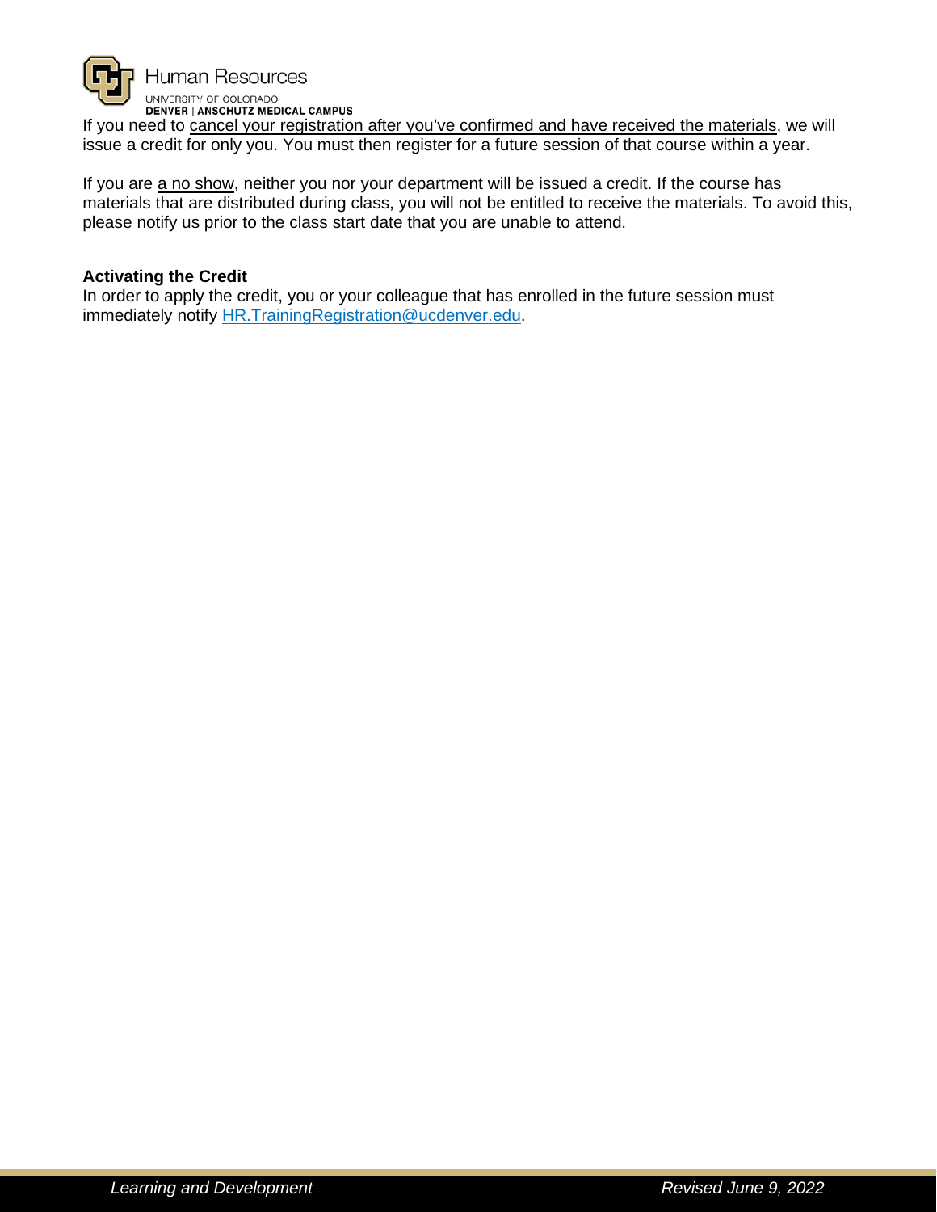If you need to cancel your registration after you've confirmed and have received the materials, we will issue a credit for only you. You must then register for a future session of that course within a year.

If you are a no show, neither you nor your department will be issued a credit. If the course has materials that are distributed during class, you will not be entitled to receive the materials. To avoid this, please notify us prior to the class start date that you are unable to attend.

**Activating the Credit**

In order to apply the credit, you or your colleague that has enrolled in the future session must immediately notify HR.TrainingRegistration@ucdenver.edu.